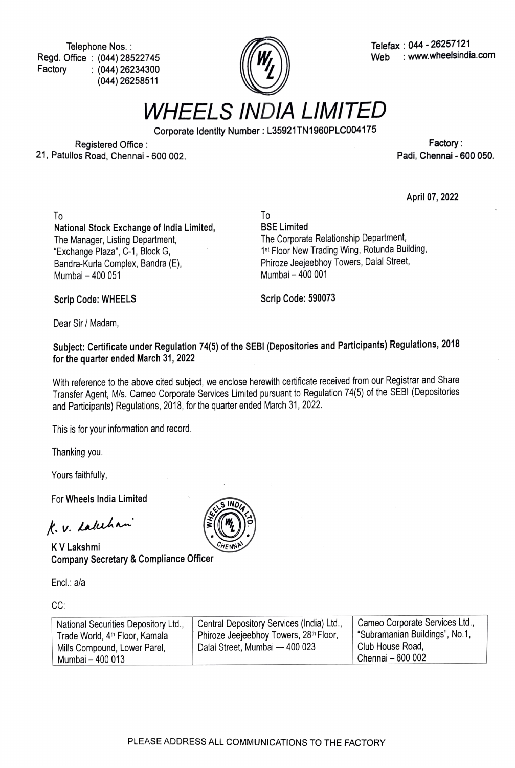Telephone Nos. :
Regd. Office : (044) 28522745
Factory : (044) 26234300
(044) 26258511

Telefax : 044 - 26257121
Web : www.wheelsindia.com

# WHEELS INDIA LIMITED

Corporate Identity Number : L35921TN1960PLC004175

Registered Office :
21, Patullos Road, Chennai - 600 002.

Factory :
Padi, Chennai - 600 050.

April 07, 2022

To
**National Stock Exchange of India Limited,**
The Manager, Listing Department,
"Exchange Plaza", C-1, Block G,
Bandra-Kurla Complex, Bandra (E),
Mumbai – 400 051

**Scrip Code: WHEELS**

To
**BSE Limited**
The Corporate Relationship Department,
1st Floor New Trading Wing, Rotunda Building,
Phiroze Jeejeebhoy Towers, Dalal Street,
Mumbai – 400 001

**Scrip Code: 590073**

Dear Sir / Madam,

**Subject: Certificate under Regulation 74(5) of the SEBI (Depositories and Participants) Regulations, 2018 for the quarter ended March 31, 2022**

With reference to the above cited subject, we enclose herewith certificate received from our Registrar and Share Transfer Agent, M/s. Cameo Corporate Services Limited pursuant to Regulation 74(5) of the SEBI (Depositories and Participants) Regulations, 2018, for the quarter ended March 31, 2022.

This is for your information and record.

Thanking you.

Yours faithfully,

For **Wheels India Limited**

K. V. Lakshmi

**K V Lakshmi**
**Company Secretary & Compliance Officer**

Encl.: a/a

CC:

| | | |
|---|---|---|
| National Securities Depository Ltd., Trade World, 4th Floor, Kamala Mills Compound, Lower Parel, Mumbai – 400 013 | Central Depository Services (India) Ltd., Phiroze Jeejeebhoy Towers, 28th Floor, Dalai Street, Mumbai — 400 023 | Cameo Corporate Services Ltd., "Subramanian Buildings", No.1, Club House Road, Chennai – 600 002 |

PLEASE ADDRESS ALL COMMUNICATIONS TO THE FACTORY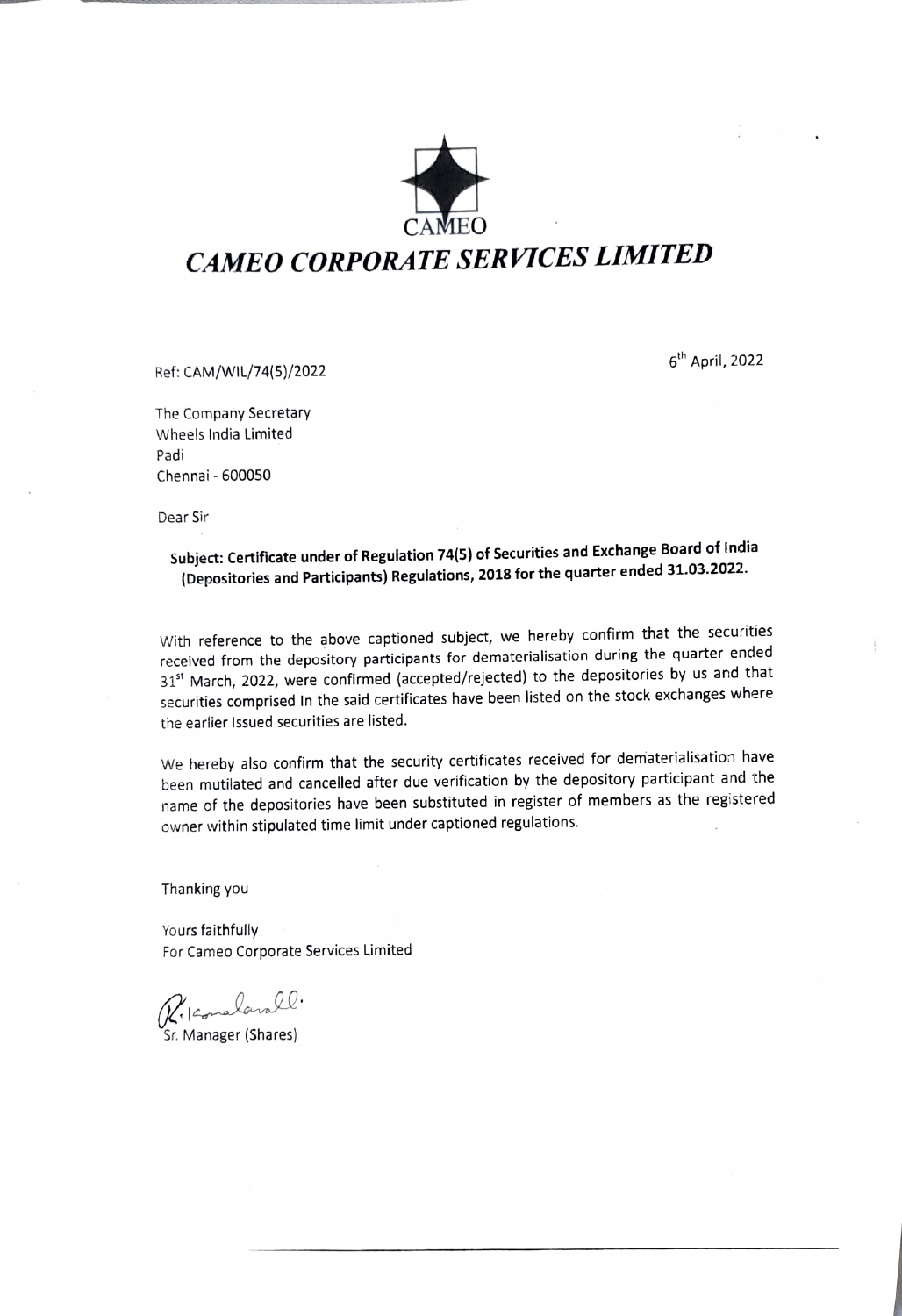CAMEO

# *CAMEO CORPORATE SERVICES LIMITED*

Ref: CAM/WIL/74(5)/2022

6th April, 2022

The Company Secretary
Wheels India Limited
Padi
Chennai - 600050

Dear Sir

**Subject: Certificate under of Regulation 74(5) of Securities and Exchange Board of India (Depositories and Participants) Regulations, 2018 for the quarter ended 31.03.2022.**

With reference to the above captioned subject, we hereby confirm that the securities received from the depository participants for dematerialisation during the quarter ended 31st March, 2022, were confirmed (accepted/rejected) to the depositories by us and that securities comprised In the said certificates have been listed on the stock exchanges where the earlier Issued securities are listed.

We hereby also confirm that the security certificates received for dematerialisation have been mutilated and cancelled after due verification by the depository participant and the name of the depositories have been substituted in register of members as the registered owner within stipulated time limit under captioned regulations.

Thanking you

Yours faithfully
For Cameo Corporate Services Limited

R. Komalavalli

Sr. Manager (Shares)